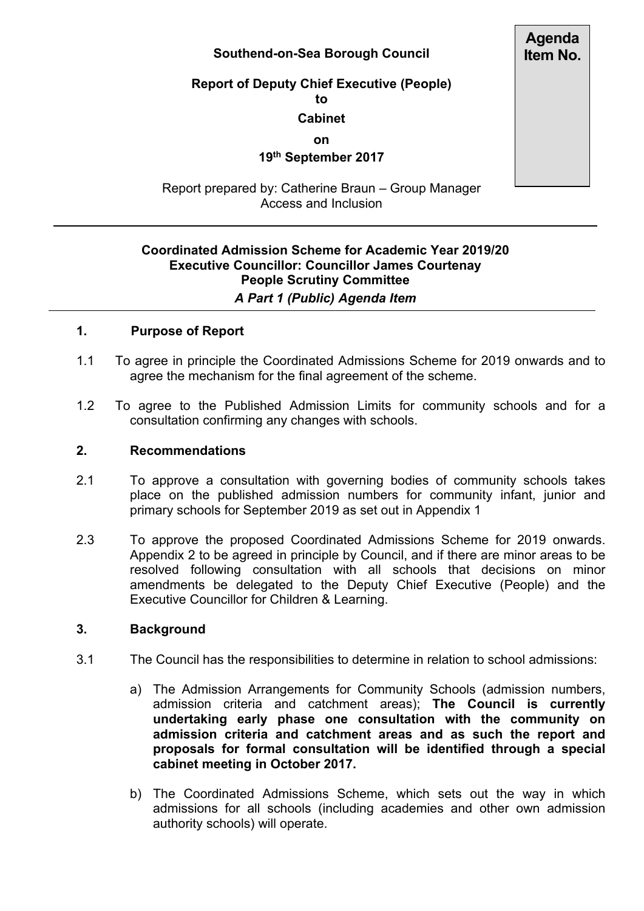**Southend-on-Sea Borough Council**

**Agenda Item No.**

**Report of Deputy Chief Executive (People)**
**to**
**Cabinet**
**on**
**19th September 2017**

Report prepared by: Catherine Braun – Group Manager Access and Inclusion

---

**Coordinated Admission Scheme for Academic Year 2019/20**
**Executive Councillor: Councillor James Courtenay**
**People Scrutiny Committee**
***A Part 1 (Public) Agenda Item***

---

## 1. Purpose of Report

1.1 To agree in principle the Coordinated Admissions Scheme for 2019 onwards and to agree the mechanism for the final agreement of the scheme.

1.2 To agree to the Published Admission Limits for community schools and for a consultation confirming any changes with schools.

## 2. Recommendations

2.1 To approve a consultation with governing bodies of community schools takes place on the published admission numbers for community infant, junior and primary schools for September 2019 as set out in Appendix 1

2.3 To approve the proposed Coordinated Admissions Scheme for 2019 onwards. Appendix 2 to be agreed in principle by Council, and if there are minor areas to be resolved following consultation with all schools that decisions on minor amendments be delegated to the Deputy Chief Executive (People) and the Executive Councillor for Children & Learning.

## 3. Background

3.1 The Council has the responsibilities to determine in relation to school admissions:

a) The Admission Arrangements for Community Schools (admission numbers, admission criteria and catchment areas); **The Council is currently undertaking early phase one consultation with the community on admission criteria and catchment areas and as such the report and proposals for formal consultation will be identified through a special cabinet meeting in October 2017.**

b) The Coordinated Admissions Scheme, which sets out the way in which admissions for all schools (including academies and other own admission authority schools) will operate.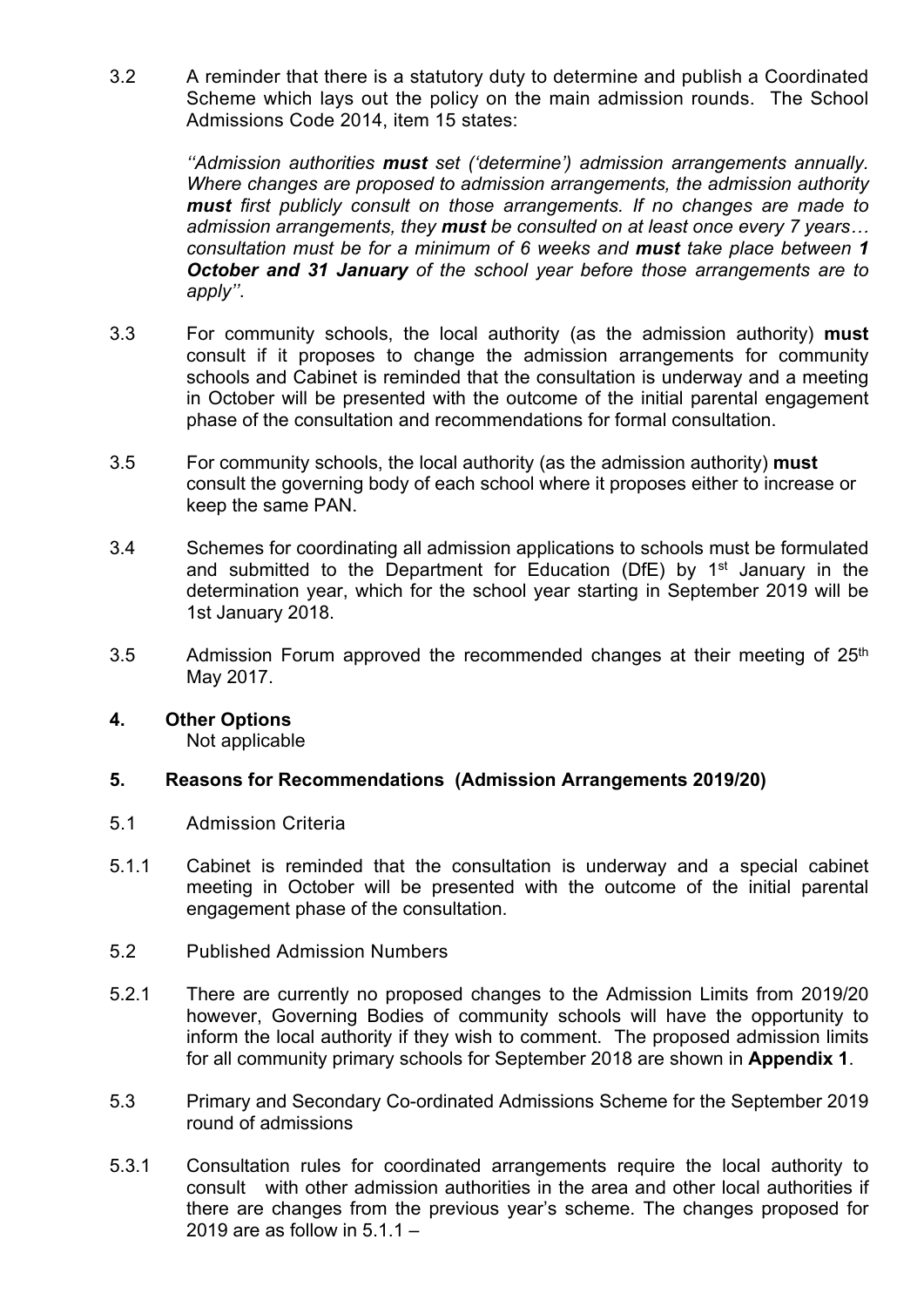3.2 A reminder that there is a statutory duty to determine and publish a Coordinated Scheme which lays out the policy on the main admission rounds. The School Admissions Code 2014, item 15 states:

> *''Admission authorities **must** set ('determine') admission arrangements annually. Where changes are proposed to admission arrangements, the admission authority **must** first publicly consult on those arrangements. If no changes are made to admission arrangements, they **must** be consulted on at least once every 7 years… consultation must be for a minimum of 6 weeks and **must** take place between **1 October and 31 January** of the school year before those arrangements are to apply''.*

3.3 For community schools, the local authority (as the admission authority) **must** consult if it proposes to change the admission arrangements for community schools and Cabinet is reminded that the consultation is underway and a meeting in October will be presented with the outcome of the initial parental engagement phase of the consultation and recommendations for formal consultation.

3.5 For community schools, the local authority (as the admission authority) **must** consult the governing body of each school where it proposes either to increase or keep the same PAN.

3.4 Schemes for coordinating all admission applications to schools must be formulated and submitted to the Department for Education (DfE) by 1st January in the determination year, which for the school year starting in September 2019 will be 1st January 2018.

3.5 Admission Forum approved the recommended changes at their meeting of 25th May 2017.

## 4. Other Options

Not applicable

## 5. Reasons for Recommendations (Admission Arrangements 2019/20)

5.1 Admission Criteria

5.1.1 Cabinet is reminded that the consultation is underway and a special cabinet meeting in October will be presented with the outcome of the initial parental engagement phase of the consultation.

5.2 Published Admission Numbers

5.2.1 There are currently no proposed changes to the Admission Limits from 2019/20 however, Governing Bodies of community schools will have the opportunity to inform the local authority if they wish to comment. The proposed admission limits for all community primary schools for September 2018 are shown in **Appendix 1**.

5.3 Primary and Secondary Co-ordinated Admissions Scheme for the September 2019 round of admissions

5.3.1 Consultation rules for coordinated arrangements require the local authority to consult with other admission authorities in the area and other local authorities if there are changes from the previous year's scheme. The changes proposed for 2019 are as follow in 5.1.1 –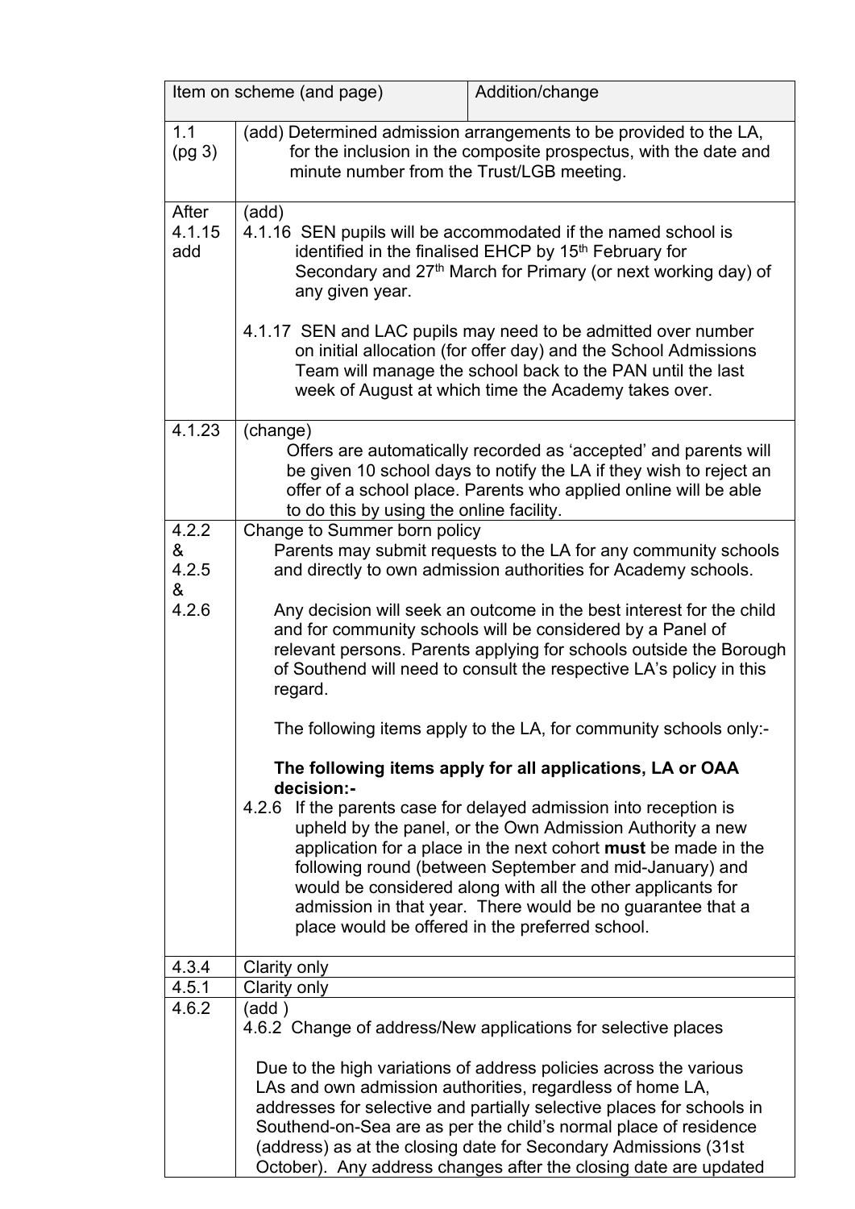| Item on scheme (and page) | Addition/change |
|---|---|
| 1.1 (pg 3) | (add) Determined admission arrangements to be provided to the LA, for the inclusion in the composite prospectus, with the date and minute number from the Trust/LGB meeting. |
| After 4.1.15 add | (add)<br>4.1.16 SEN pupils will be accommodated if the named school is identified in the finalised EHCP by 15th February for Secondary and 27th March for Primary (or next working day) of any given year.<br><br>4.1.17 SEN and LAC pupils may need to be admitted over number on initial allocation (for offer day) and the School Admissions Team will manage the school back to the PAN until the last week of August at which time the Academy takes over. |
| 4.1.23 | (change)<br>Offers are automatically recorded as 'accepted' and parents will be given 10 school days to notify the LA if they wish to reject an offer of a school place. Parents who applied online will be able to do this by using the online facility. |
| 4.2.2 & 4.2.5 & 4.2.6 | Change to Summer born policy<br>Parents may submit requests to the LA for any community schools and directly to own admission authorities for Academy schools.<br><br>Any decision will seek an outcome in the best interest for the child and for community schools will be considered by a Panel of relevant persons. Parents applying for schools outside the Borough of Southend will need to consult the respective LA's policy in this regard.<br><br>The following items apply to the LA, for community schools only:-<br><br>**The following items apply for all applications, LA or OAA decision:-**<br>4.2.6 If the parents case for delayed admission into reception is upheld by the panel, or the Own Admission Authority a new application for a place in the next cohort **must** be made in the following round (between September and mid-January) and would be considered along with all the other applicants for admission in that year. There would be no guarantee that a place would be offered in the preferred school. |
| 4.3.4 | Clarity only |
| 4.5.1 | Clarity only |
| 4.6.2 | (add )<br>4.6.2 Change of address/New applications for selective places<br><br>Due to the high variations of address policies across the various LAs and own admission authorities, regardless of home LA, addresses for selective and partially selective places for schools in Southend-on-Sea are as per the child's normal place of residence (address) as at the closing date for Secondary Admissions (31st October). Any address changes after the closing date are updated |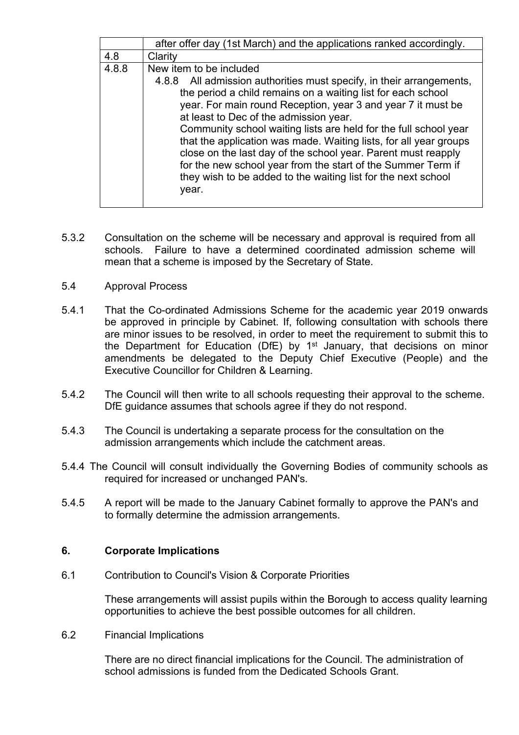| | |
|---|---|
| | after offer day (1st March) and the applications ranked accordingly. |
| 4.8 | Clarity |
| 4.8.8 | New item to be included<br>4.8.8 All admission authorities must specify, in their arrangements, the period a child remains on a waiting list for each school year. For main round Reception, year 3 and year 7 it must be at least to Dec of the admission year.<br>Community school waiting lists are held for the full school year that the application was made. Waiting lists, for all year groups close on the last day of the school year. Parent must reapply for the new school year from the start of the Summer Term if they wish to be added to the waiting list for the next school year. |

5.3.2 Consultation on the scheme will be necessary and approval is required from all schools. Failure to have a determined coordinated admission scheme will mean that a scheme is imposed by the Secretary of State.

5.4 Approval Process

5.4.1 That the Co-ordinated Admissions Scheme for the academic year 2019 onwards be approved in principle by Cabinet. If, following consultation with schools there are minor issues to be resolved, in order to meet the requirement to submit this to the Department for Education (DfE) by 1st January, that decisions on minor amendments be delegated to the Deputy Chief Executive (People) and the Executive Councillor for Children & Learning.

5.4.2 The Council will then write to all schools requesting their approval to the scheme. DfE guidance assumes that schools agree if they do not respond.

5.4.3 The Council is undertaking a separate process for the consultation on the admission arrangements which include the catchment areas.

5.4.4 The Council will consult individually the Governing Bodies of community schools as required for increased or unchanged PAN's.

5.4.5 A report will be made to the January Cabinet formally to approve the PAN's and to formally determine the admission arrangements.

## 6. Corporate Implications

6.1 Contribution to Council's Vision & Corporate Priorities

These arrangements will assist pupils within the Borough to access quality learning opportunities to achieve the best possible outcomes for all children.

6.2 Financial Implications

There are no direct financial implications for the Council. The administration of school admissions is funded from the Dedicated Schools Grant.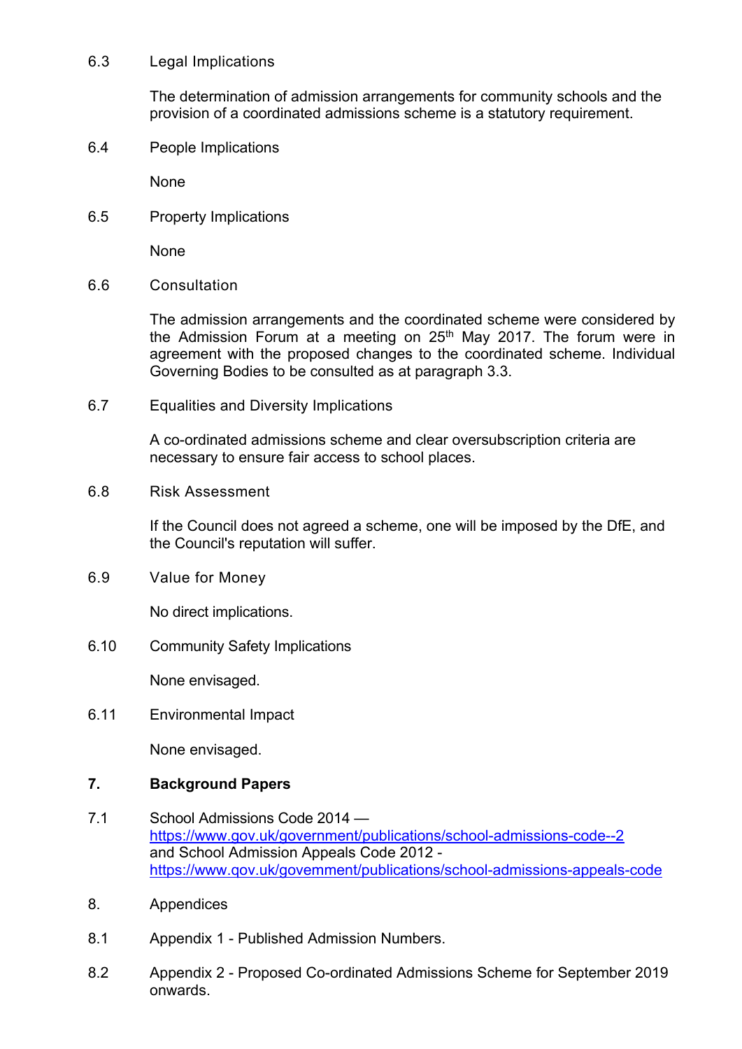6.3 Legal Implications

The determination of admission arrangements for community schools and the provision of a coordinated admissions scheme is a statutory requirement.

6.4 People Implications

None

6.5 Property Implications

None

6.6 Consultation

The admission arrangements and the coordinated scheme were considered by the Admission Forum at a meeting on 25th May 2017. The forum were in agreement with the proposed changes to the coordinated scheme. Individual Governing Bodies to be consulted as at paragraph 3.3.

6.7 Equalities and Diversity Implications

A co-ordinated admissions scheme and clear oversubscription criteria are necessary to ensure fair access to school places.

6.8 Risk Assessment

If the Council does not agreed a scheme, one will be imposed by the DfE, and the Council's reputation will suffer.

6.9 Value for Money

No direct implications.

6.10 Community Safety Implications

None envisaged.

6.11 Environmental Impact

None envisaged.

## 7. Background Papers

7.1 School Admissions Code 2014 — https://www.gov.uk/government/publications/school-admissions-code--2 and School Admission Appeals Code 2012 - https://www.gov.uk/government/publications/school-admissions-appeals-code

8. Appendices

8.1 Appendix 1 - Published Admission Numbers.

8.2 Appendix 2 - Proposed Co-ordinated Admissions Scheme for September 2019 onwards.